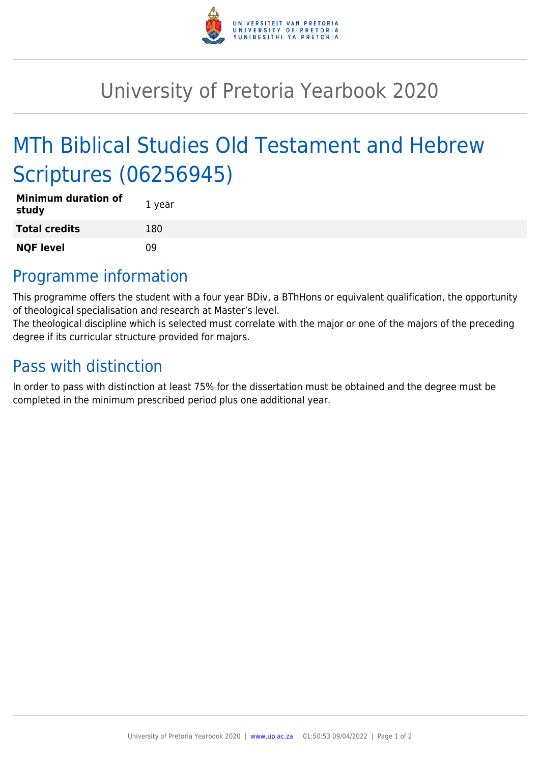# University of Pretoria Yearbook 2020

# MTh Biblical Studies Old Testament and Hebrew Scriptures (06256945)

| | |
|---|---|
| **Minimum duration of study** | 1 year |
| **Total credits** | 180 |
| **NQF level** | 09 |

## Programme information

This programme offers the student with a four year BDiv, a BThHons or equivalent qualification, the opportunity of theological specialisation and research at Master's level.
The theological discipline which is selected must correlate with the major or one of the majors of the preceding degree if its curricular structure provided for majors.

## Pass with distinction

In order to pass with distinction at least 75% for the dissertation must be obtained and the degree must be completed in the minimum prescribed period plus one additional year.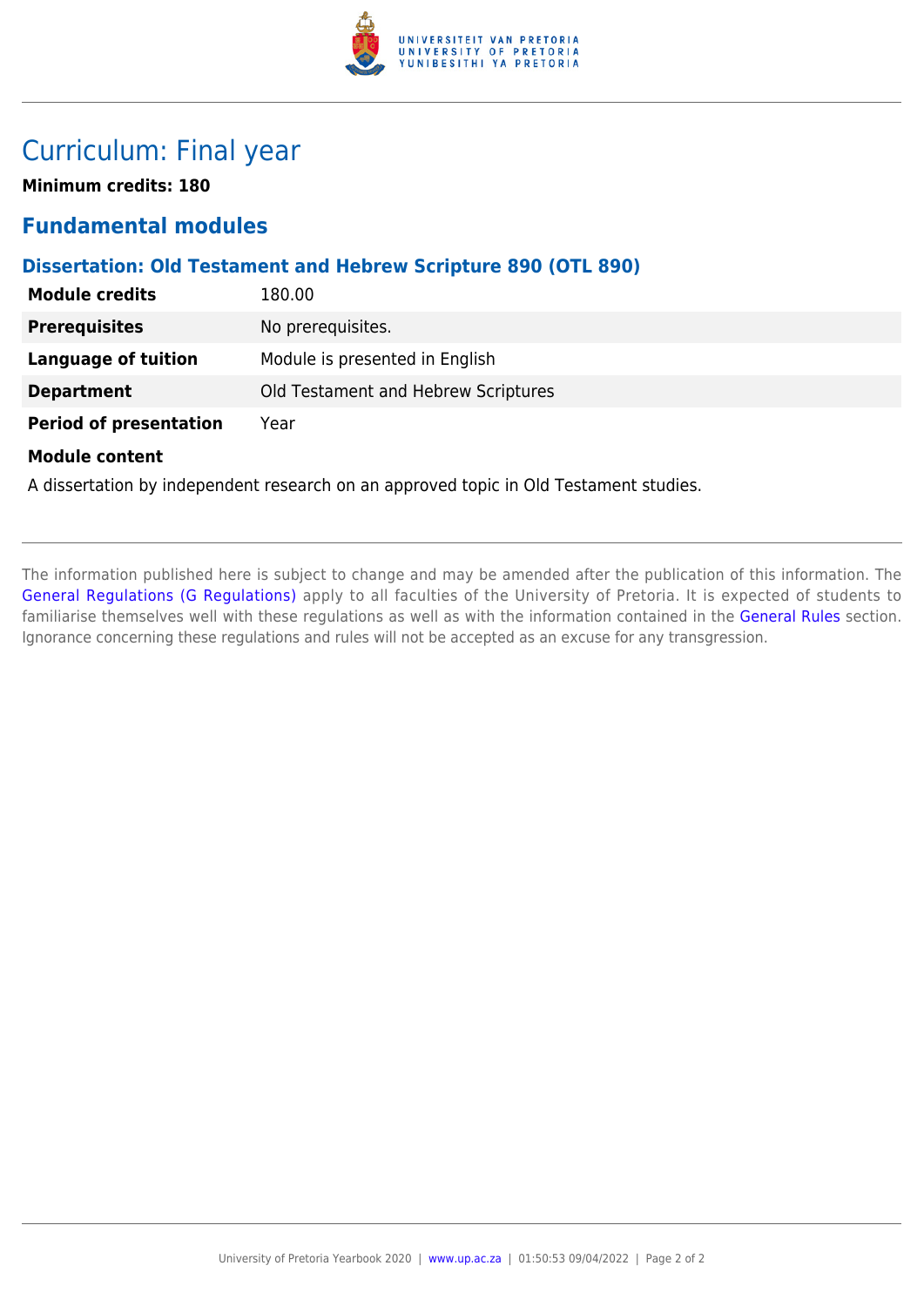# Curriculum: Final year

**Minimum credits: 180**

## Fundamental modules

### Dissertation: Old Testament and Hebrew Scripture 890 (OTL 890)

| | |
|---|---|
| **Module credits** | 180.00 |
| **Prerequisites** | No prerequisites. |
| **Language of tuition** | Module is presented in English |
| **Department** | Old Testament and Hebrew Scriptures |
| **Period of presentation** | Year |

**Module content**

A dissertation by independent research on an approved topic in Old Testament studies.

The information published here is subject to change and may be amended after the publication of this information. The General Regulations (G Regulations) apply to all faculties of the University of Pretoria. It is expected of students to familiarise themselves well with these regulations as well as with the information contained in the General Rules section. Ignorance concerning these regulations and rules will not be accepted as an excuse for any transgression.